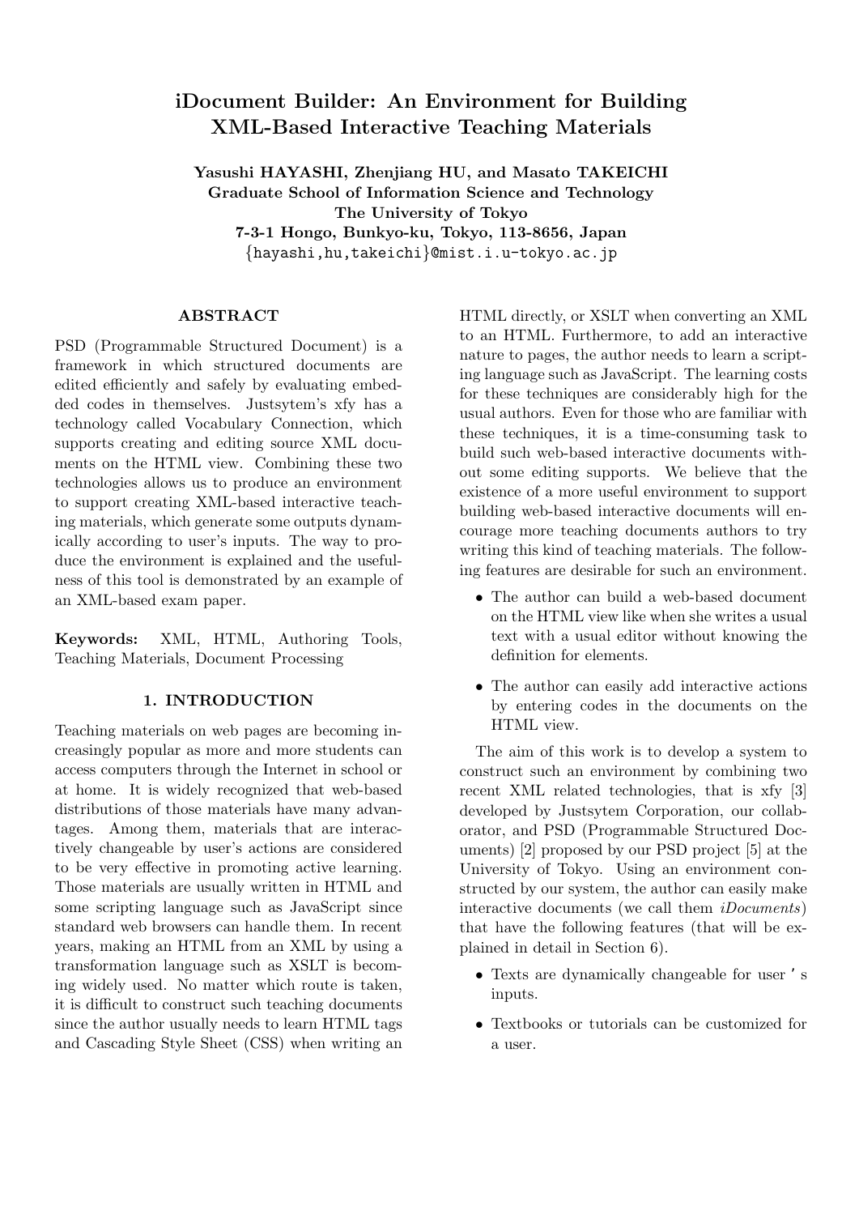# iDocument Builder: An Environment for Building XML-Based Interactive Teaching Materials

**Yasushi HAYASHI, Zhenjiang HU, and Masato TAKEICHI**
**Graduate School of Information Science and Technology**
**The University of Tokyo**
**7-3-1 Hongo, Bunkyo-ku, Tokyo, 113-8656, Japan**
{hayashi,hu,takeichi}@mist.i.u-tokyo.ac.jp

## ABSTRACT

PSD (Programmable Structured Document) is a framework in which structured documents are edited efficiently and safely by evaluating embedded codes in themselves. Justsytem's xfy has a technology called Vocabulary Connection, which supports creating and editing source XML documents on the HTML view. Combining these two technologies allows us to produce an environment to support creating XML-based interactive teaching materials, which generate some outputs dynamically according to user's inputs. The way to produce the environment is explained and the usefulness of this tool is demonstrated by an example of an XML-based exam paper.

**Keywords:** XML, HTML, Authoring Tools, Teaching Materials, Document Processing

## 1. INTRODUCTION

Teaching materials on web pages are becoming increasingly popular as more and more students can access computers through the Internet in school or at home. It is widely recognized that web-based distributions of those materials have many advantages. Among them, materials that are interactively changeable by user's actions are considered to be very effective in promoting active learning. Those materials are usually written in HTML and some scripting language such as JavaScript since standard web browsers can handle them. In recent years, making an HTML from an XML by using a transformation language such as XSLT is becoming widely used. No matter which route is taken, it is difficult to construct such teaching documents since the author usually needs to learn HTML tags and Cascading Style Sheet (CSS) when writing an HTML directly, or XSLT when converting an XML to an HTML. Furthermore, to add an interactive nature to pages, the author needs to learn a scripting language such as JavaScript. The learning costs for these techniques are considerably high for the usual authors. Even for those who are familiar with these techniques, it is a time-consuming task to build such web-based interactive documents without some editing supports. We believe that the existence of a more useful environment to support building web-based interactive documents will encourage more teaching documents authors to try writing this kind of teaching materials. The following features are desirable for such an environment.

- The author can build a web-based document on the HTML view like when she writes a usual text with a usual editor without knowing the definition for elements.
- The author can easily add interactive actions by entering codes in the documents on the HTML view.

The aim of this work is to develop a system to construct such an environment by combining two recent XML related technologies, that is xfy [3] developed by Justsytem Corporation, our collaborator, and PSD (Programmable Structured Documents) [2] proposed by our PSD project [5] at the University of Tokyo. Using an environment constructed by our system, the author can easily make interactive documents (we call them *iDocuments*) that have the following features (that will be explained in detail in Section 6).

- Texts are dynamically changeable for user ' s inputs.
- Textbooks or tutorials can be customized for a user.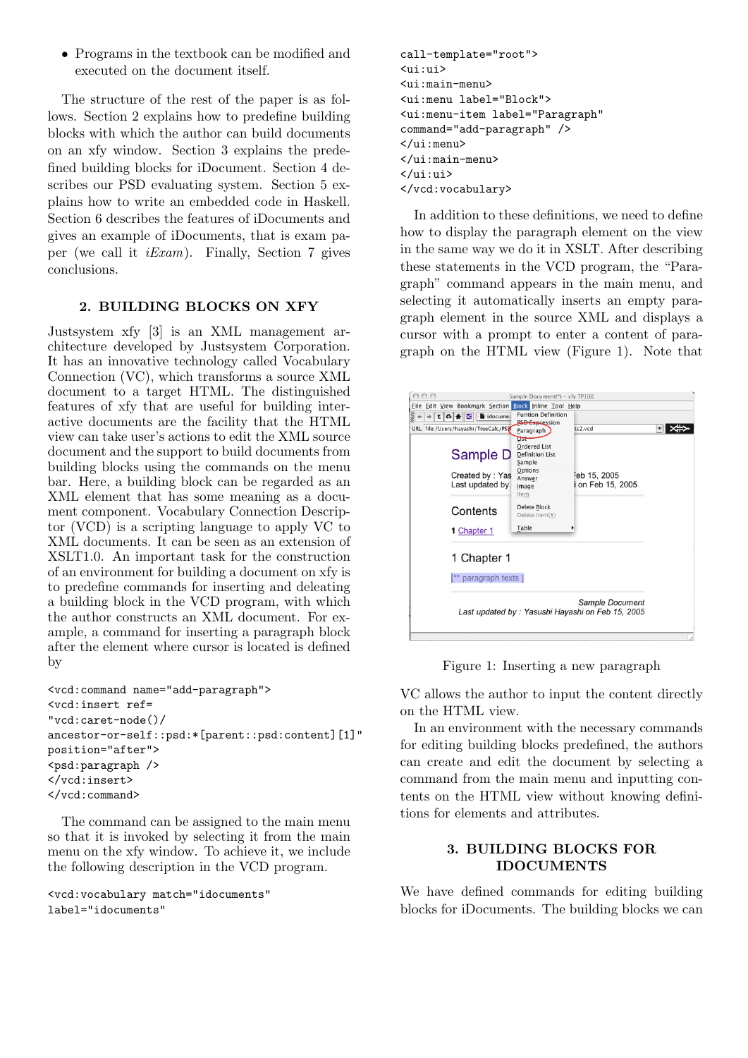- Programs in the textbook can be modified and executed on the document itself.

The structure of the rest of the paper is as follows. Section 2 explains how to predefine building blocks with which the author can build documents on an xfy window. Section 3 explains the predefined building blocks for iDocument. Section 4 describes our PSD evaluating system. Section 5 explains how to write an embedded code in Haskell. Section 6 describes the features of iDocuments and gives an example of iDocuments, that is exam paper (we call it *iExam*). Finally, Section 7 gives conclusions.

## 2. BUILDING BLOCKS ON XFY

Justsystem xfy [3] is an XML management architecture developed by Justsystem Corporation. It has an innovative technology called Vocabulary Connection (VC), which transforms a source XML document to a target HTML. The distinguished features of xfy that are useful for building interactive documents are the facility that the HTML view can take user's actions to edit the XML source document and the support to build documents from building blocks using the commands on the menu bar. Here, a building block can be regarded as an XML element that has some meaning as a document component. Vocabulary Connection Descriptor (VCD) is a scripting language to apply VC to XML documents. It can be seen as an extension of XSLT1.0. An important task for the construction of an environment for building a document on xfy is to predefine commands for inserting and deleating a building block in the VCD program, with which the author constructs an XML document. For example, a command for inserting a paragraph block after the element where cursor is located is defined by

```
<vcd:command name="add-paragraph">
<vcd:insert ref=
"vcd:caret-node()/
ancestor-or-self::psd:*[parent::psd:content][1]"
position="after">
<psd:paragraph />
</vcd:insert>
</vcd:command>
```

The command can be assigned to the main menu so that it is invoked by selecting it from the main menu on the xfy window. To achieve it, we include the following description in the VCD program.

```
<vcd:vocabulary match="idocuments"
label="idocuments"
call-template="root">
<ui:ui>
<ui:main-menu>
<ui:menu label="Block">
<ui:menu-item label="Paragraph"
command="add-paragraph" />
</ui:menu>
</ui:main-menu>
</ui:ui>
</vcd:vocabulary>
```

In addition to these definitions, we need to define how to display the paragraph element on the view in the same way we do it in XSLT. After describing these statements in the VCD program, the "Paragraph" command appears in the main menu, and selecting it automatically inserts an empty paragraph element in the source XML and displays a cursor with a prompt to enter a content of paragraph on the HTML view (Figure 1). Note that VC allows the author to input the content directly on the HTML view.

Figure 1: Inserting a new paragraph

In an environment with the necessary commands for editing building blocks predefined, the authors can create and edit the document by selecting a command from the main menu and inputting contents on the HTML view without knowing definitions for elements and attributes.

## 3. BUILDING BLOCKS FOR IDOCUMENTS

We have defined commands for editing building blocks for iDocuments. The building blocks we can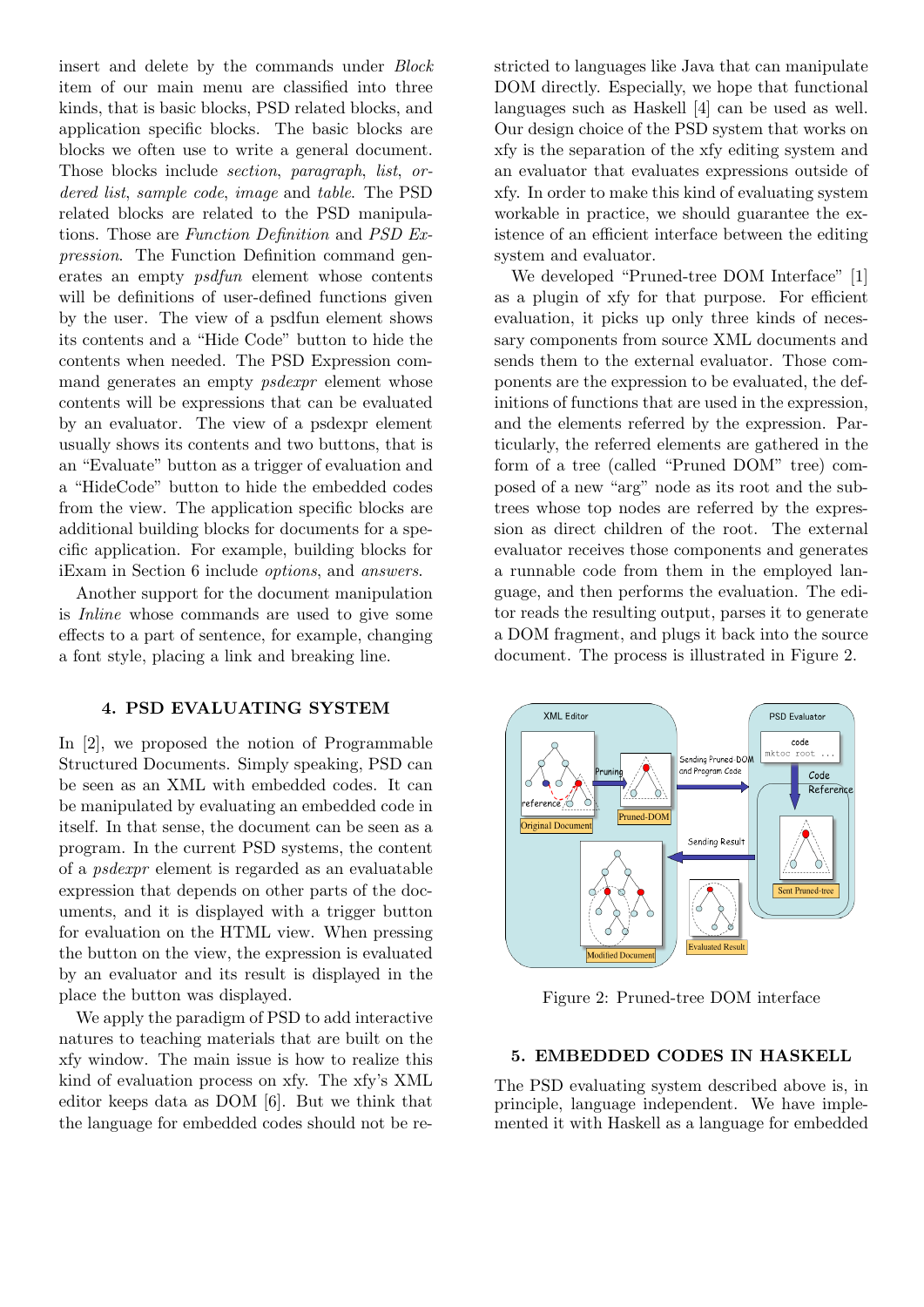insert and delete by the commands under *Block* item of our main menu are classified into three kinds, that is basic blocks, PSD related blocks, and application specific blocks. The basic blocks are blocks we often use to write a general document. Those blocks include *section*, *paragraph*, *list*, *ordered list*, *sample code*, *image* and *table*. The PSD related blocks are related to the PSD manipulations. Those are *Function Definition* and *PSD Expression*. The Function Definition command generates an empty *psdfun* element whose contents will be definitions of user-defined functions given by the user. The view of a psdfun element shows its contents and a "Hide Code" button to hide the contents when needed. The PSD Expression command generates an empty *psdexpr* element whose contents will be expressions that can be evaluated by an evaluator. The view of a psdexpr element usually shows its contents and two buttons, that is an "Evaluate" button as a trigger of evaluation and a "HideCode" button to hide the embedded codes from the view. The application specific blocks are additional building blocks for documents for a specific application. For example, building blocks for iExam in Section 6 include *options*, and *answers*.

Another support for the document manipulation is *Inline* whose commands are used to give some effects to a part of sentence, for example, changing a font style, placing a link and breaking line.

## 4. PSD EVALUATING SYSTEM

In [2], we proposed the notion of Programmable Structured Documents. Simply speaking, PSD can be seen as an XML with embedded codes. It can be manipulated by evaluating an embedded code in itself. In that sense, the document can be seen as a program. In the current PSD systems, the content of a *psdexpr* element is regarded as an evaluatable expression that depends on other parts of the documents, and it is displayed with a trigger button for evaluation on the HTML view. When pressing the button on the view, the expression is evaluated by an evaluator and its result is displayed in the place the button was displayed.

We apply the paradigm of PSD to add interactive natures to teaching materials that are built on the xfy window. The main issue is how to realize this kind of evaluation process on xfy. The xfy's XML editor keeps data as DOM [6]. But we think that the language for embedded codes should not be restricted to languages like Java that can manipulate DOM directly. Especially, we hope that functional languages such as Haskell [4] can be used as well. Our design choice of the PSD system that works on xfy is the separation of the xfy editing system and an evaluator that evaluates expressions outside of xfy. In order to make this kind of evaluating system workable in practice, we should guarantee the existence of an efficient interface between the editing system and evaluator.

We developed "Pruned-tree DOM Interface" [1] as a plugin of xfy for that purpose. For efficient evaluation, it picks up only three kinds of necessary components from source XML documents and sends them to the external evaluator. Those components are the expression to be evaluated, the definitions of functions that are used in the expression, and the elements referred by the expression. Particularly, the referred elements are gathered in the form of a tree (called "Pruned DOM" tree) composed of a new "arg" node as its root and the subtrees whose top nodes are referred by the expression as direct children of the root. The external evaluator receives those components and generates a runnable code from them in the employed language, and then performs the evaluation. The editor reads the resulting output, parses it to generate a DOM fragment, and plugs it back into the source document. The process is illustrated in Figure 2.

Figure 2: Pruned-tree DOM interface

## 5. EMBEDDED CODES IN HASKELL

The PSD evaluating system described above is, in principle, language independent. We have implemented it with Haskell as a language for embedded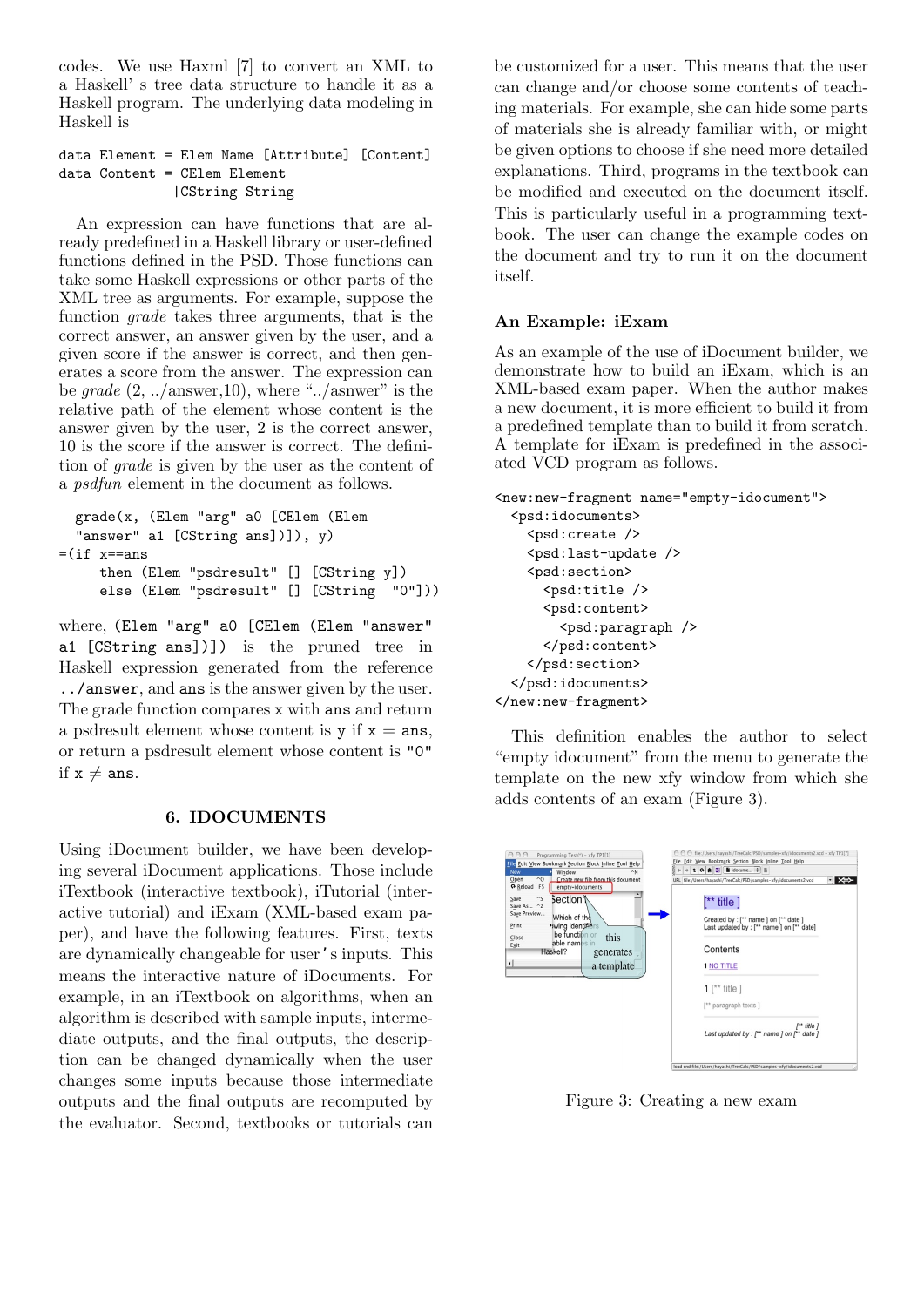codes. We use Haxml [7] to convert an XML to a Haskell' s tree data structure to handle it as a Haskell program. The underlying data modeling in Haskell is

```
data Element = Elem Name [Attribute] [Content]
data Content = CElem Element
             |CString String
```

An expression can have functions that are already predefined in a Haskell library or user-defined functions defined in the PSD. Those functions can take some Haskell expressions or other parts of the XML tree as arguments. For example, suppose the function *grade* takes three arguments, that is the correct answer, an answer given by the user, and a given score if the answer is correct, and then generates a score from the answer. The expression can be *grade* (2, ../answer,10), where "../asnwer" is the relative path of the element whose content is the answer given by the user, 2 is the correct answer, 10 is the score if the answer is correct. The definition of *grade* is given by the user as the content of a *psdfun* element in the document as follows.

```
  grade(x, (Elem "arg" a0 [CElem (Elem
  "answer" a1 [CString ans])]), y)
=(if x==ans
     then (Elem "psdresult" [] [CString y])
     else (Elem "psdresult" [] [CString  "0"]))
```

where, `(Elem "arg" a0 [CElem (Elem "answer" a1 [CString ans])])` is the pruned tree in Haskell expression generated from the reference `../answer`, and `ans` is the answer given by the user. The grade function compares `x` with `ans` and return a psdresult element whose content is `y` if `x` = `ans`, or return a psdresult element whose content is `"0"` if `x` ≠ `ans`.

## 6. IDOCUMENTS

Using iDocument builder, we have been developing several iDocument applications. Those include iTextbook (interactive textbook), iTutorial (interactive tutorial) and iExam (XML-based exam paper), and have the following features. First, texts are dynamically changeable for user's inputs. This means the interactive nature of iDocuments. For example, in an iTextbook on algorithms, when an algorithm is described with sample inputs, intermediate outputs, and the final outputs, the description can be changed dynamically when the user changes some inputs because those intermediate outputs and the final outputs are recomputed by the evaluator. Second, textbooks or tutorials can be customized for a user. This means that the user can change and/or choose some contents of teaching materials. For example, she can hide some parts of materials she is already familiar with, or might be given options to choose if she need more detailed explanations. Third, programs in the textbook can be modified and executed on the document itself. This is particularly useful in a programming textbook. The user can change the example codes on the document and try to run it on the document itself.

### An Example: iExam

As an example of the use of iDocument builder, we demonstrate how to build an iExam, which is an XML-based exam paper. When the author makes a new document, it is more efficient to build it from a predefined template than to build it from scratch. A template for iExam is predefined in the associated VCD program as follows.

```
<new:new-fragment name="empty-idocument">
  <psd:idocuments>
    <psd:create />
    <psd:last-update />
    <psd:section>
      <psd:title />
      <psd:content>
        <psd:paragraph />
      </psd:content>
    </psd:section>
  </psd:idocuments>
</new:new-fragment>
```

This definition enables the author to select "empty idocument" from the menu to generate the template on the new xfy window from which she adds contents of an exam (Figure 3).

Figure 3: Creating a new exam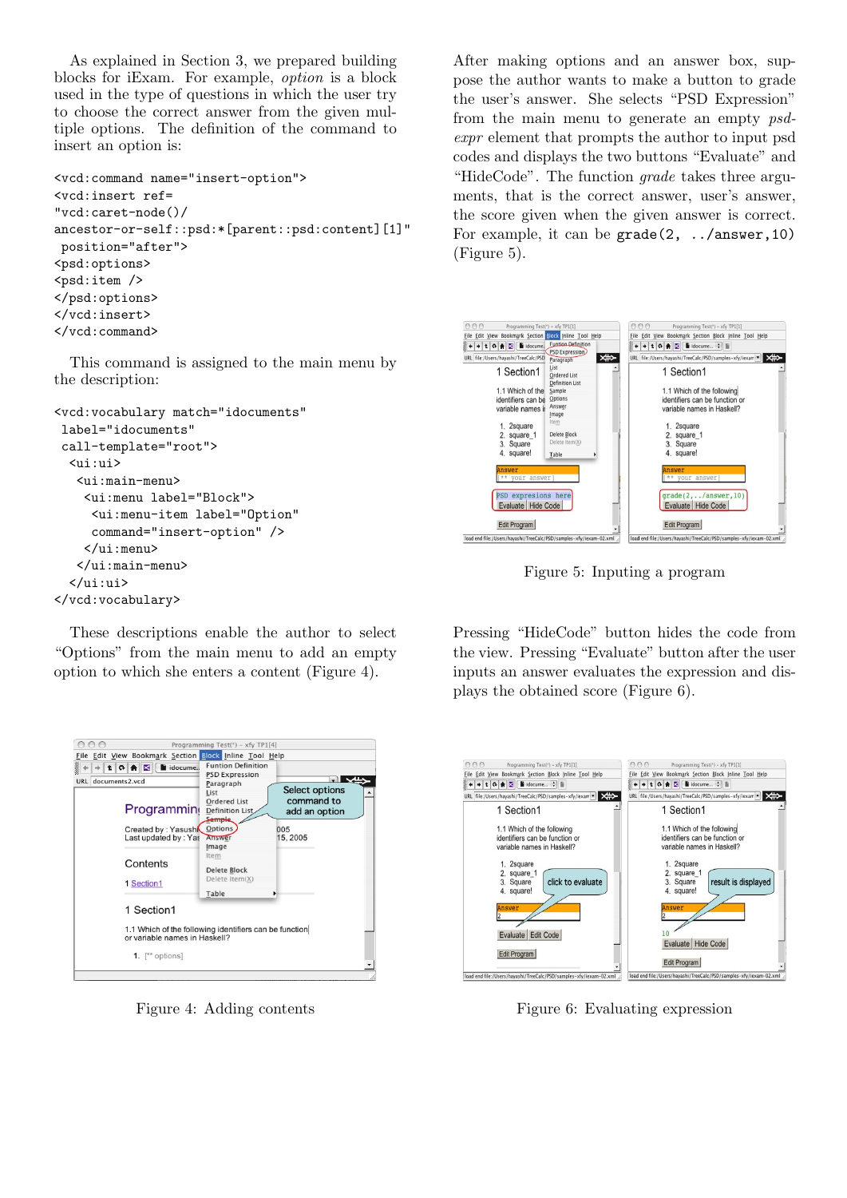As explained in Section 3, we prepared building blocks for iExam. For example, *option* is a block used in the type of questions in which the user try to choose the correct answer from the given multiple options. The definition of the command to insert an option is:

```
<vcd:command name="insert-option">
<vcd:insert ref=
"vcd:caret-node()/
ancestor-or-self::psd:*[parent::psd:content][1]"
 position="after">
<psd:options>
<psd:item />
</psd:options>
</vcd:insert>
</vcd:command>
```

This command is assigned to the main menu by the description:

```
<vcd:vocabulary match="idocuments"
 label="idocuments"
 call-template="root">
  <ui:ui>
   <ui:main-menu>
    <ui:menu label="Block">
     <ui:menu-item label="Option"
     command="insert-option" />
    </ui:menu>
   </ui:main-menu>
  </ui:ui>
</vcd:vocabulary>
```

These descriptions enable the author to select "Options" from the main menu to add an empty option to which she enters a content (Figure 4).

Figure 4: Adding contents

After making options and an answer box, suppose the author wants to make a button to grade the user's answer. She selects "PSD Expression" from the main menu to generate an empty *psd-expr* element that prompts the author to input psd codes and displays the two buttons "Evaluate" and "HideCode". The function *grade* takes three arguments, that is the correct answer, user's answer, the score given when the given answer is correct. For example, it can be `grade(2, ../answer,10)` (Figure 5).

Figure 5: Inputing a program

Pressing "HideCode" button hides the code from the view. Pressing "Evaluate" button after the user inputs an answer evaluates the expression and displays the obtained score (Figure 6).

Figure 6: Evaluating expression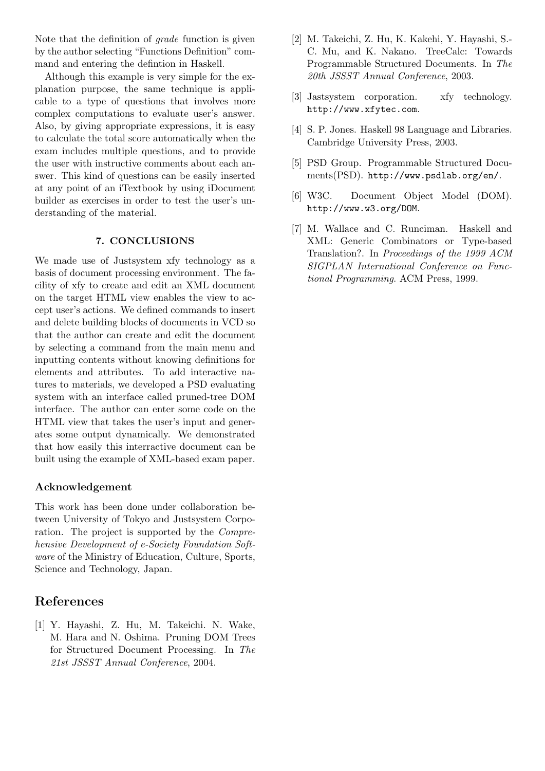Note that the definition of *grade* function is given by the author selecting "Functions Definition" command and entering the defintion in Haskell.

Although this example is very simple for the explanation purpose, the same technique is applicable to a type of questions that involves more complex computations to evaluate user's answer. Also, by giving appropriate expressions, it is easy to calculate the total score automatically when the exam includes multiple questions, and to provide the user with instructive comments about each answer. This kind of questions can be easily inserted at any point of an iTextbook by using iDocument builder as exercises in order to test the user's understanding of the material.

### 7. CONCLUSIONS

We made use of Justsystem xfy technology as a basis of document processing environment. The facility of xfy to create and edit an XML document on the target HTML view enables the view to accept user's actions. We defined commands to insert and delete building blocks of documents in VCD so that the author can create and edit the document by selecting a command from the main menu and inputting contents without knowing definitions for elements and attributes. To add interactive natures to materials, we developed a PSD evaluating system with an interface called pruned-tree DOM interface. The author can enter some code on the HTML view that takes the user's input and generates some output dynamically. We demonstrated that how easily this interractive document can be built using the example of XML-based exam paper.

### Acknowledgement

This work has been done under collaboration between University of Tokyo and Justsystem Corporation. The project is supported by the *Comprehensive Development of e-Society Foundation Software* of the Ministry of Education, Culture, Sports, Science and Technology, Japan.

## References

[1] Y. Hayashi, Z. Hu, M. Takeichi. N. Wake, M. Hara and N. Oshima. Pruning DOM Trees for Structured Document Processing. In *The 21st JSSST Annual Conference*, 2004.

[2] M. Takeichi, Z. Hu, K. Kakehi, Y. Hayashi, S.-C. Mu, and K. Nakano. TreeCalc: Towards Programmable Structured Documents. In *The 20th JSSST Annual Conference*, 2003.

[3] Jastsystem corporation. xfy technology. http://www.xfytec.com.

[4] S. P. Jones. Haskell 98 Language and Libraries. Cambridge University Press, 2003.

[5] PSD Group. Programmable Structured Documents(PSD). http://www.psdlab.org/en/.

[6] W3C. Document Object Model (DOM). http://www.w3.org/DOM.

[7] M. Wallace and C. Runciman. Haskell and XML: Generic Combinators or Type-based Translation?. In *Proceedings of the 1999 ACM SIGPLAN International Conference on Functional Programming*. ACM Press, 1999.